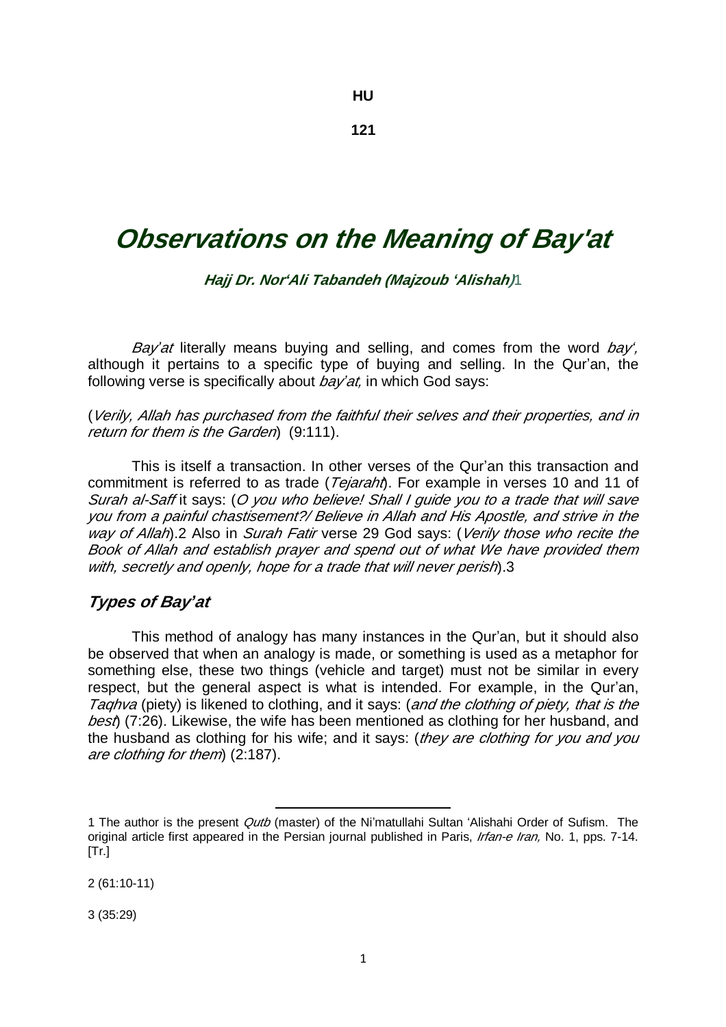HU

121

# *Observations on the Meaning of Bay'at*

***Hajj Dr. Nor'Ali Tabandeh (Majzoub 'Alishah)***[1]

*Bay'at* literally means buying and selling, and comes from the word *bay',* although it pertains to a specific type of buying and selling. In the Qur'an, the following verse is specifically about *bay'at,* in which God says:

(*Verily, Allah has purchased from the faithful their selves and their properties, and in return for them is the Garden*) (9:111).

This is itself a transaction. In other verses of the Qur'an this transaction and commitment is referred to as trade (*Tejaraht*). For example in verses 10 and 11 of *Surah al-Saff* it says: (*O you who believe! Shall I guide you to a trade that will save you from a painful chastisement?/ Believe in Allah and His Apostle, and strive in the way of Allah*).[2] Also in *Surah Fatir* verse 29 God says: (*Verily those who recite the Book of Allah and establish prayer and spend out of what We have provided them with, secretly and openly, hope for a trade that will never perish*).[3]

## *Types of Bay'at*

This method of analogy has many instances in the Qur'an, but it should also be observed that when an analogy is made, or something is used as a metaphor for something else, these two things (vehicle and target) must not be similar in every respect, but the general aspect is what is intended. For example, in the Qur'an, *Taqhva* (piety) is likened to clothing, and it says: (*and the clothing of piety, that is the best*) (7:26). Likewise, the wife has been mentioned as clothing for her husband, and the husband as clothing for his wife; and it says: (*they are clothing for you and you are clothing for them*) (2:187).

---

1 The author is the present *Qutb* (master) of the Ni'matullahi Sultan 'Alishahi Order of Sufism. The original article first appeared in the Persian journal published in Paris, *Irfan-e Iran,* No. 1, pps. 7-14. [Tr.]

2 (61:10-11)

3 (35:29)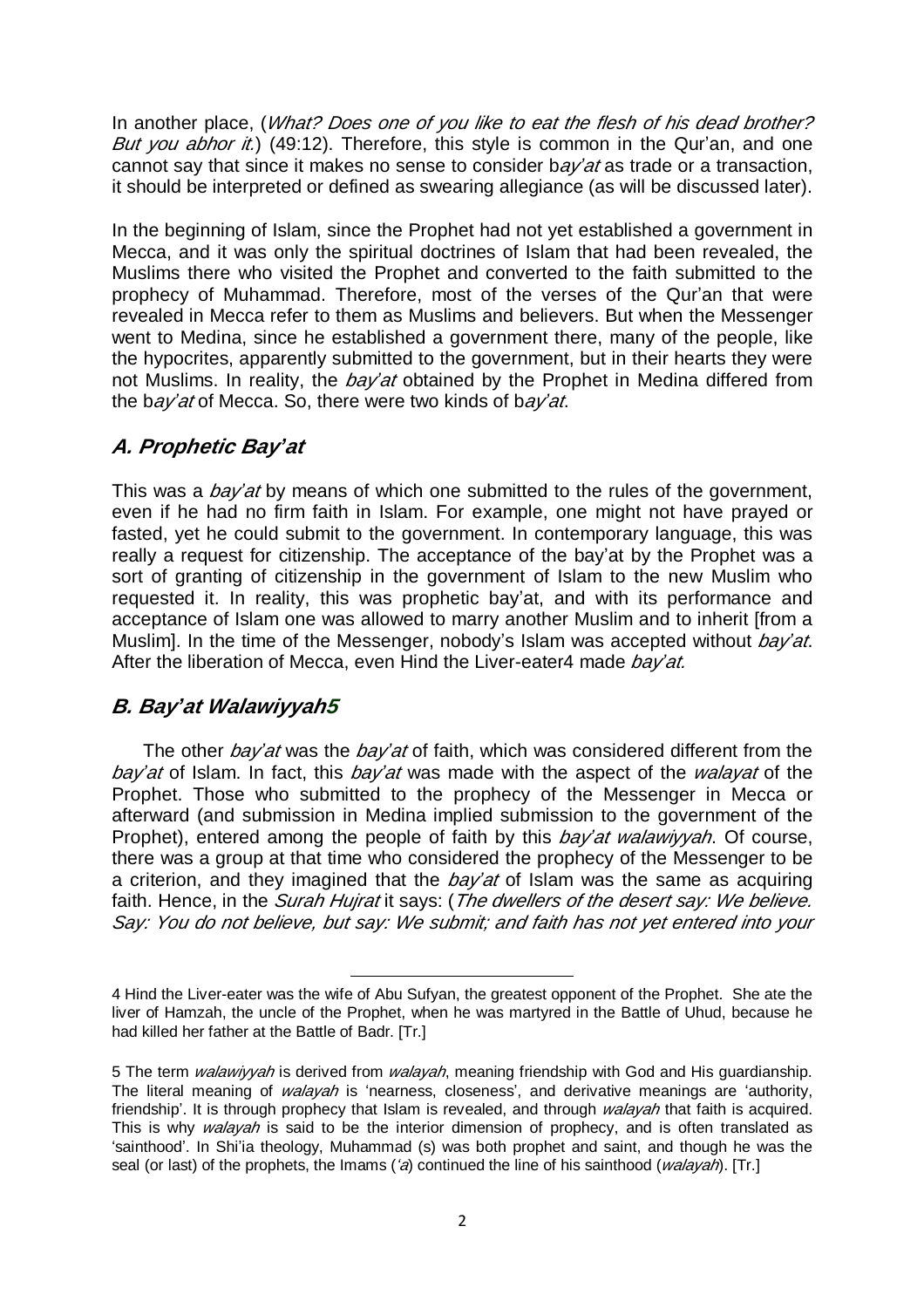In another place, (*What? Does one of you like to eat the flesh of his dead brother? But you abhor it.*) (49:12). Therefore, this style is common in the Qur'an, and one cannot say that since it makes no sense to consider b*ay'at* as trade or a transaction, it should be interpreted or defined as swearing allegiance (as will be discussed later).

In the beginning of Islam, since the Prophet had not yet established a government in Mecca, and it was only the spiritual doctrines of Islam that had been revealed, the Muslims there who visited the Prophet and converted to the faith submitted to the prophecy of Muhammad. Therefore, most of the verses of the Qur'an that were revealed in Mecca refer to them as Muslims and believers. But when the Messenger went to Medina, since he established a government there, many of the people, like the hypocrites, apparently submitted to the government, but in their hearts they were not Muslims. In reality, the *bay'at* obtained by the Prophet in Medina differed from the b*ay'at* of Mecca. So, there were two kinds of b*ay'at*.

## *A. Prophetic Bay'at*

This was a *bay'at* by means of which one submitted to the rules of the government, even if he had no firm faith in Islam. For example, one might not have prayed or fasted, yet he could submit to the government. In contemporary language, this was really a request for citizenship. The acceptance of the bay'at by the Prophet was a sort of granting of citizenship in the government of Islam to the new Muslim who requested it. In reality, this was prophetic bay'at, and with its performance and acceptance of Islam one was allowed to marry another Muslim and to inherit [from a Muslim]. In the time of the Messenger, nobody's Islam was accepted without *bay'at*. After the liberation of Mecca, even Hind the Liver-eater[4] made *bay'at.*

## *B. Bay'at Walawiyyah*[5]

The other *bay'at* was the *bay'at* of faith, which was considered different from the *bay'at* of Islam. In fact, this *bay'at* was made with the aspect of the *walayat* of the Prophet. Those who submitted to the prophecy of the Messenger in Mecca or afterward (and submission in Medina implied submission to the government of the Prophet), entered among the people of faith by this *bay'at walawiyyah*. Of course, there was a group at that time who considered the prophecy of the Messenger to be a criterion, and they imagined that the *bay'at* of Islam was the same as acquiring faith. Hence, in the *Surah Hujrat* it says: (*The dwellers of the desert say: We believe. Say: You do not believe, but say: We submit; and faith has not yet entered into your*

---

4 Hind the Liver-eater was the wife of Abu Sufyan, the greatest opponent of the Prophet. She ate the liver of Hamzah, the uncle of the Prophet, when he was martyred in the Battle of Uhud, because he had killed her father at the Battle of Badr. [Tr.]

5 The term *walawiyyah* is derived from *walayah*, meaning friendship with God and His guardianship. The literal meaning of *walayah* is 'nearness, closeness', and derivative meanings are 'authority, friendship'. It is through prophecy that Islam is revealed, and through *walayah* that faith is acquired. This is why *walayah* is said to be the interior dimension of prophecy, and is often translated as 'sainthood'. In Shi'ia theology, Muhammad (s) was both prophet and saint, and though he was the seal (or last) of the prophets, the Imams (*'a*) continued the line of his sainthood (*walayah*). [Tr.]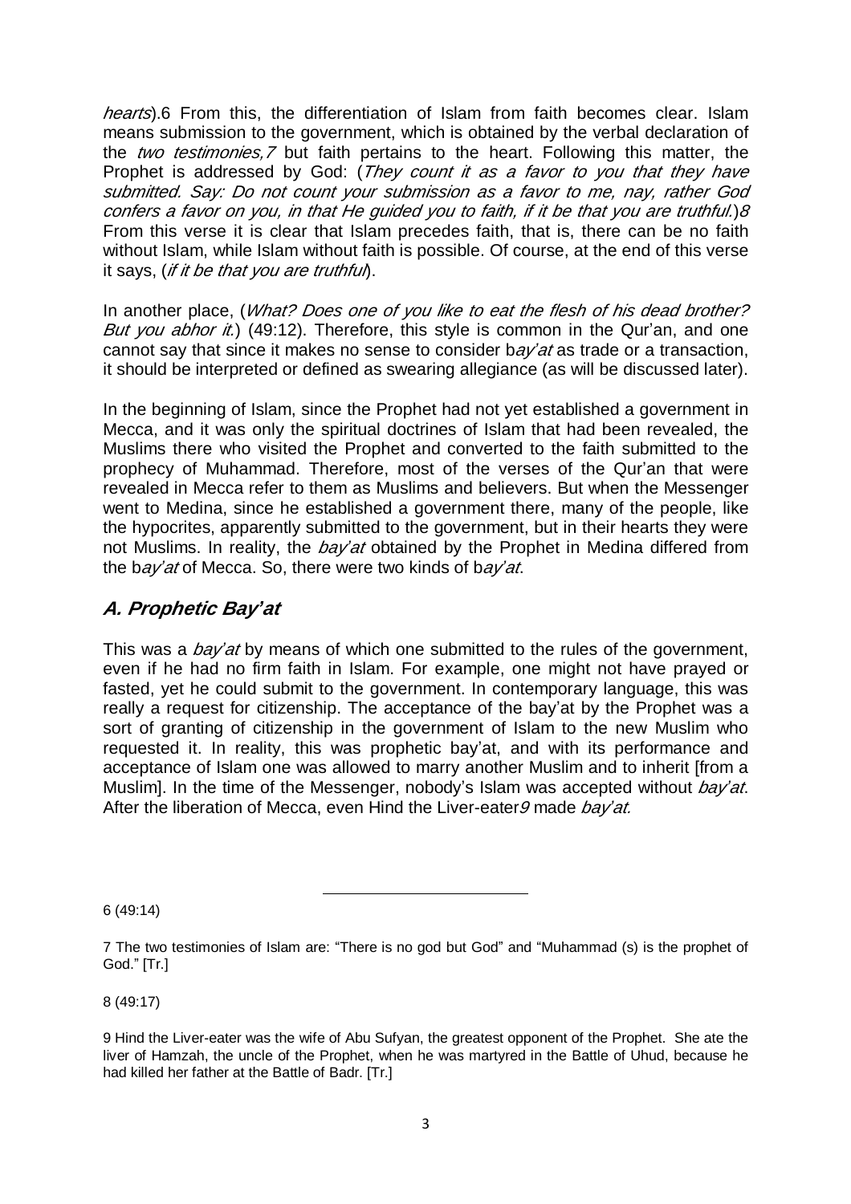*hearts*).[6] From this, the differentiation of Islam from faith becomes clear. Islam means submission to the government, which is obtained by the verbal declaration of the *two testimonies,*[7] but faith pertains to the heart. Following this matter, the Prophet is addressed by God: (*They count it as a favor to you that they have submitted. Say: Do not count your submission as a favor to me, nay, rather God confers a favor on you, in that He guided you to faith, if it be that you are truthful.*)[8] From this verse it is clear that Islam precedes faith, that is, there can be no faith without Islam, while Islam without faith is possible. Of course, at the end of this verse it says, (*if it be that you are truthful*).

In another place, (*What? Does one of you like to eat the flesh of his dead brother? But you abhor it.*) (49:12). Therefore, this style is common in the Qur'an, and one cannot say that since it makes no sense to consider b*ay'at* as trade or a transaction, it should be interpreted or defined as swearing allegiance (as will be discussed later).

In the beginning of Islam, since the Prophet had not yet established a government in Mecca, and it was only the spiritual doctrines of Islam that had been revealed, the Muslims there who visited the Prophet and converted to the faith submitted to the prophecy of Muhammad. Therefore, most of the verses of the Qur'an that were revealed in Mecca refer to them as Muslims and believers. But when the Messenger went to Medina, since he established a government there, many of the people, like the hypocrites, apparently submitted to the government, but in their hearts they were not Muslims. In reality, the *bay'at* obtained by the Prophet in Medina differed from the b*ay'at* of Mecca. So, there were two kinds of b*ay'at*.

## *A. Prophetic Bay'at*

This was a *bay'at* by means of which one submitted to the rules of the government, even if he had no firm faith in Islam. For example, one might not have prayed or fasted, yet he could submit to the government. In contemporary language, this was really a request for citizenship. The acceptance of the bay'at by the Prophet was a sort of granting of citizenship in the government of Islam to the new Muslim who requested it. In reality, this was prophetic bay'at, and with its performance and acceptance of Islam one was allowed to marry another Muslim and to inherit [from a Muslim]. In the time of the Messenger, nobody's Islam was accepted without *bay'at*. After the liberation of Mecca, even Hind the Liver-eater[9] made *bay'at.*

---

6 (49:14)

7 The two testimonies of Islam are: "There is no god but God" and "Muhammad (s) is the prophet of God." [Tr.]

8 (49:17)

9 Hind the Liver-eater was the wife of Abu Sufyan, the greatest opponent of the Prophet. She ate the liver of Hamzah, the uncle of the Prophet, when he was martyred in the Battle of Uhud, because he had killed her father at the Battle of Badr. [Tr.]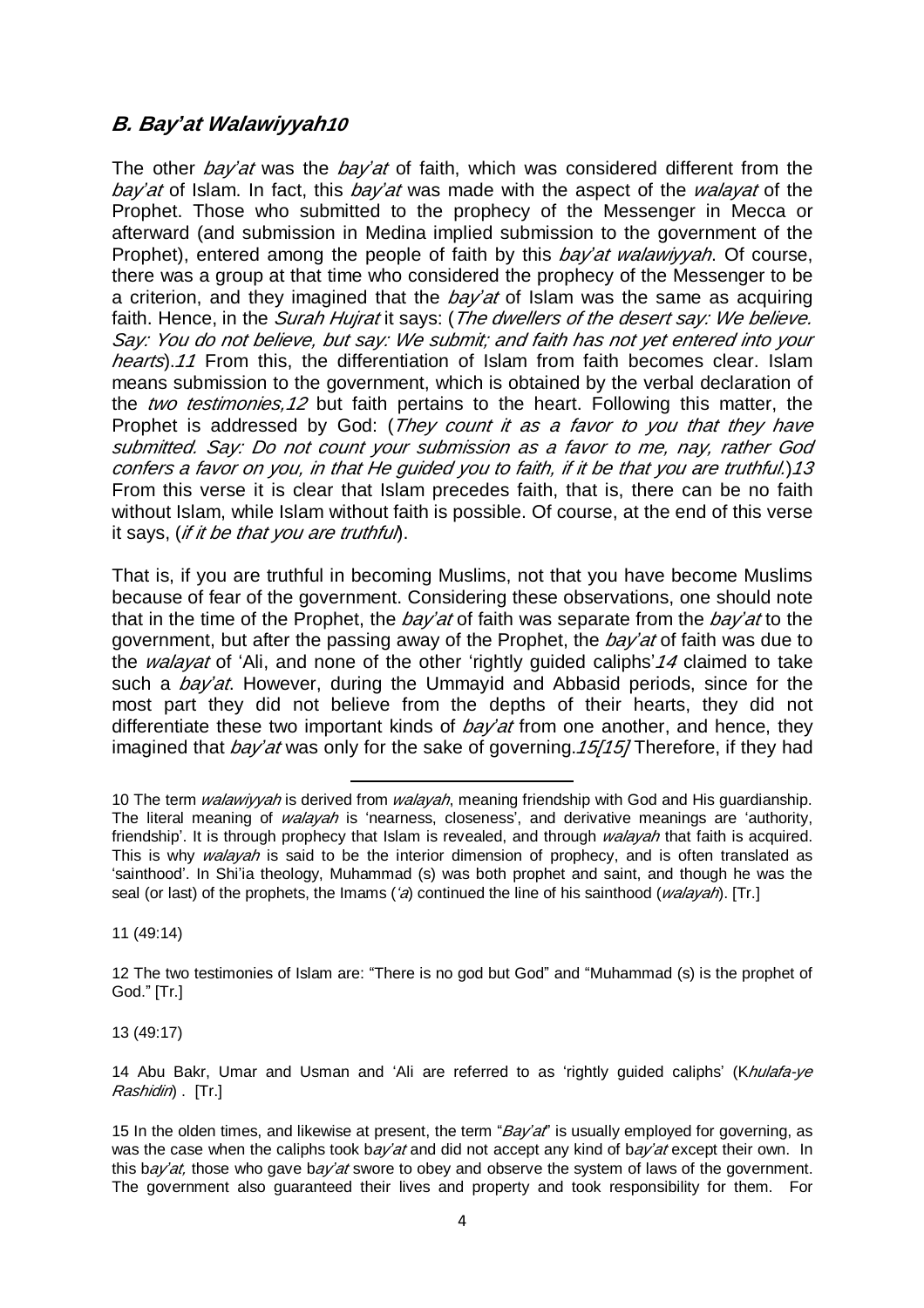## *B. Bay'at Walawiyyah*[10]

The other *bay'at* was the *bay'at* of faith, which was considered different from the *bay'at* of Islam. In fact, this *bay'at* was made with the aspect of the *walayat* of the Prophet. Those who submitted to the prophecy of the Messenger in Mecca or afterward (and submission in Medina implied submission to the government of the Prophet), entered among the people of faith by this *bay'at walawiyyah*. Of course, there was a group at that time who considered the prophecy of the Messenger to be a criterion, and they imagined that the *bay'at* of Islam was the same as acquiring faith. Hence, in the *Surah Hujrat* it says: (*The dwellers of the desert say: We believe. Say: You do not believe, but say: We submit; and faith has not yet entered into your hearts*).[11] From this, the differentiation of Islam from faith becomes clear. Islam means submission to the government, which is obtained by the verbal declaration of the *two testimonies,*[12] but faith pertains to the heart. Following this matter, the Prophet is addressed by God: (*They count it as a favor to you that they have submitted. Say: Do not count your submission as a favor to me, nay, rather God confers a favor on you, in that He guided you to faith, if it be that you are truthful.*)[13] From this verse it is clear that Islam precedes faith, that is, there can be no faith without Islam, while Islam without faith is possible. Of course, at the end of this verse it says, (*if it be that you are truthful*).

That is, if you are truthful in becoming Muslims, not that you have become Muslims because of fear of the government. Considering these observations, one should note that in the time of the Prophet, the *bay'at* of faith was separate from the *bay'at* to the government, but after the passing away of the Prophet, the *bay'at* of faith was due to the *walayat* of 'Ali, and none of the other 'rightly guided caliphs'[14] claimed to take such a *bay'at*. However, during the Ummayid and Abbasid periods, since for the most part they did not believe from the depths of their hearts, they did not differentiate these two important kinds of *bay'at* from one another, and hence, they imagined that *bay'at* was only for the sake of governing.[15][15] Therefore, if they had

---

10 The term *walawiyyah* is derived from *walayah*, meaning friendship with God and His guardianship. The literal meaning of *walayah* is 'nearness, closeness', and derivative meanings are 'authority, friendship'. It is through prophecy that Islam is revealed, and through *walayah* that faith is acquired. This is why *walayah* is said to be the interior dimension of prophecy, and is often translated as 'sainthood'. In Shi'ia theology, Muhammad (s) was both prophet and saint, and though he was the seal (or last) of the prophets, the Imams (*'a*) continued the line of his sainthood (*walayah*). [Tr.]

11 (49:14)

12 The two testimonies of Islam are: "There is no god but God" and "Muhammad (s) is the prophet of God." [Tr.]

13 (49:17)

14 Abu Bakr, Umar and Usman and 'Ali are referred to as 'rightly guided caliphs' (K*hulafa-ye Rashidin*) . [Tr.]

15 In the olden times, and likewise at present, the term "*Bay'at*" is usually employed for governing, as was the case when the caliphs took b*ay'at* and did not accept any kind of b*ay'at* except their own. In this b*ay'at,* those who gave b*ay'at* swore to obey and observe the system of laws of the government. The government also guaranteed their lives and property and took responsibility for them. For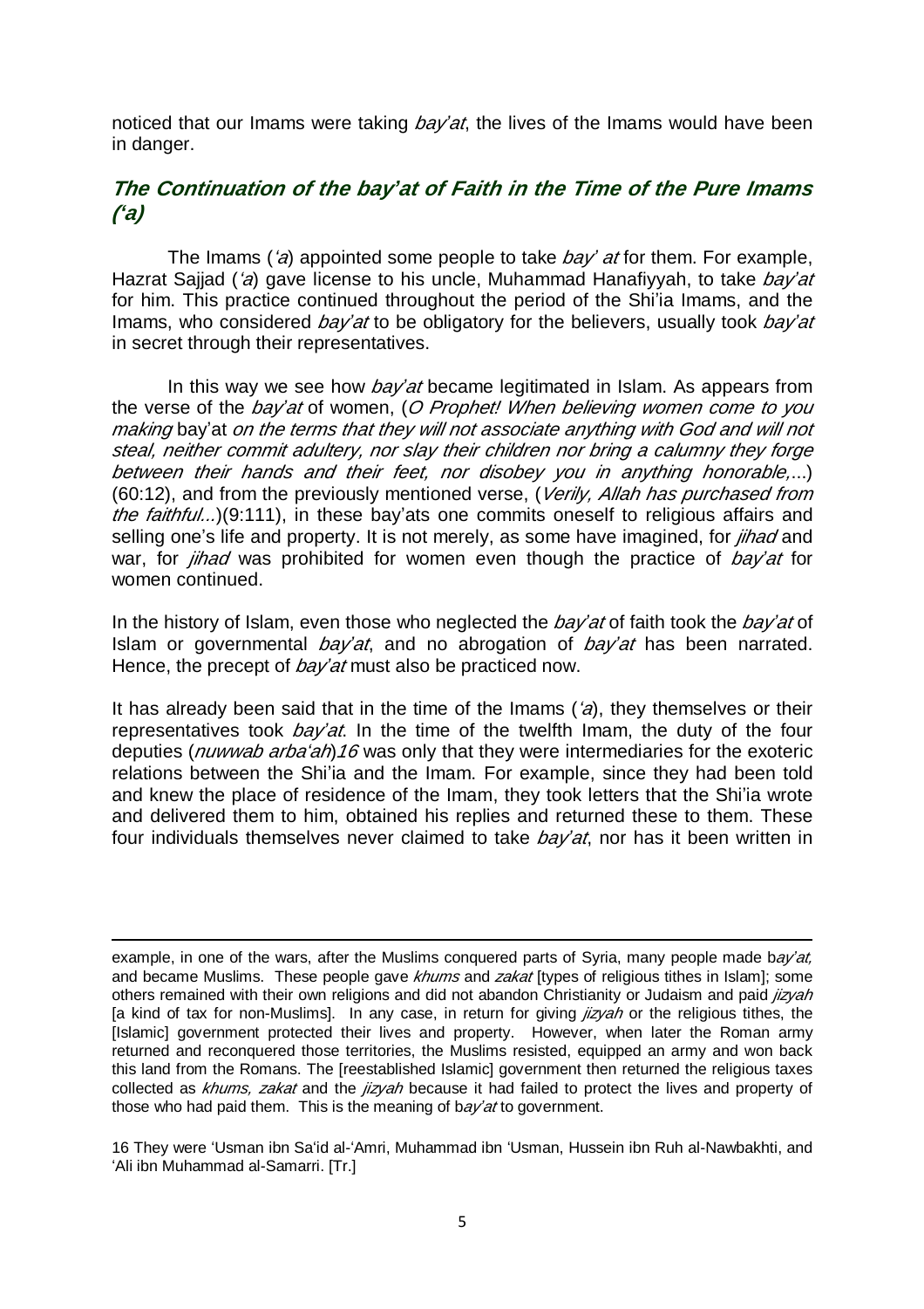noticed that our Imams were taking *bay'at*, the lives of the Imams would have been in danger.

## *The Continuation of the bay'at of Faith in the Time of the Pure Imams ('a)*

The Imams (*'a*) appointed some people to take *bay' at* for them. For example, Hazrat Sajjad (*'a*) gave license to his uncle, Muhammad Hanafiyyah, to take *bay'at* for him. This practice continued throughout the period of the Shi'ia Imams, and the Imams, who considered *bay'at* to be obligatory for the believers, usually took *bay'at* in secret through their representatives.

In this way we see how *bay'at* became legitimated in Islam. As appears from the verse of the *bay'at* of women, (*O Prophet! When believing women come to you making* bay'at *on the terms that they will not associate anything with God and will not steal, neither commit adultery, nor slay their children nor bring a calumny they forge between their hands and their feet, nor disobey you in anything honorable,*...) (60:12), and from the previously mentioned verse, (*Verily, Allah has purchased from the faithful...*)(9:111), in these bay'ats one commits oneself to religious affairs and selling one's life and property. It is not merely, as some have imagined, for *jihad* and war, for *jihad* was prohibited for women even though the practice of *bay'at* for women continued.

In the history of Islam, even those who neglected the *bay'at* of faith took the *bay'at* of Islam or governmental *bay'at*, and no abrogation of *bay'at* has been narrated. Hence, the precept of *bay'at* must also be practiced now.

It has already been said that in the time of the Imams (*'a*), they themselves or their representatives took *bay'at*. In the time of the twelfth Imam, the duty of the four deputies (*nuwwab arba'ah*)[16] was only that they were intermediaries for the exoteric relations between the Shi'ia and the Imam. For example, since they had been told and knew the place of residence of the Imam, they took letters that the Shi'ia wrote and delivered them to him, obtained his replies and returned these to them. These four individuals themselves never claimed to take *bay'at*, nor has it been written in

---

example, in one of the wars, after the Muslims conquered parts of Syria, many people made b*ay'at,* and became Muslims. These people gave *khums* and *zakat* [types of religious tithes in Islam]; some others remained with their own religions and did not abandon Christianity or Judaism and paid *jizyah* [a kind of tax for non-Muslims]. In any case, in return for giving *jizyah* or the religious tithes, the [Islamic] government protected their lives and property. However, when later the Roman army returned and reconquered those territories, the Muslims resisted, equipped an army and won back this land from the Romans. The [reestablished Islamic] government then returned the religious taxes collected as *khums, zakat* and the *jizyah* because it had failed to protect the lives and property of those who had paid them. This is the meaning of b*ay'at* to government.

16 They were 'Usman ibn Sa'id al-'Amri, Muhammad ibn 'Usman, Hussein ibn Ruh al-Nawbakhti, and 'Ali ibn Muhammad al-Samarri. [Tr.]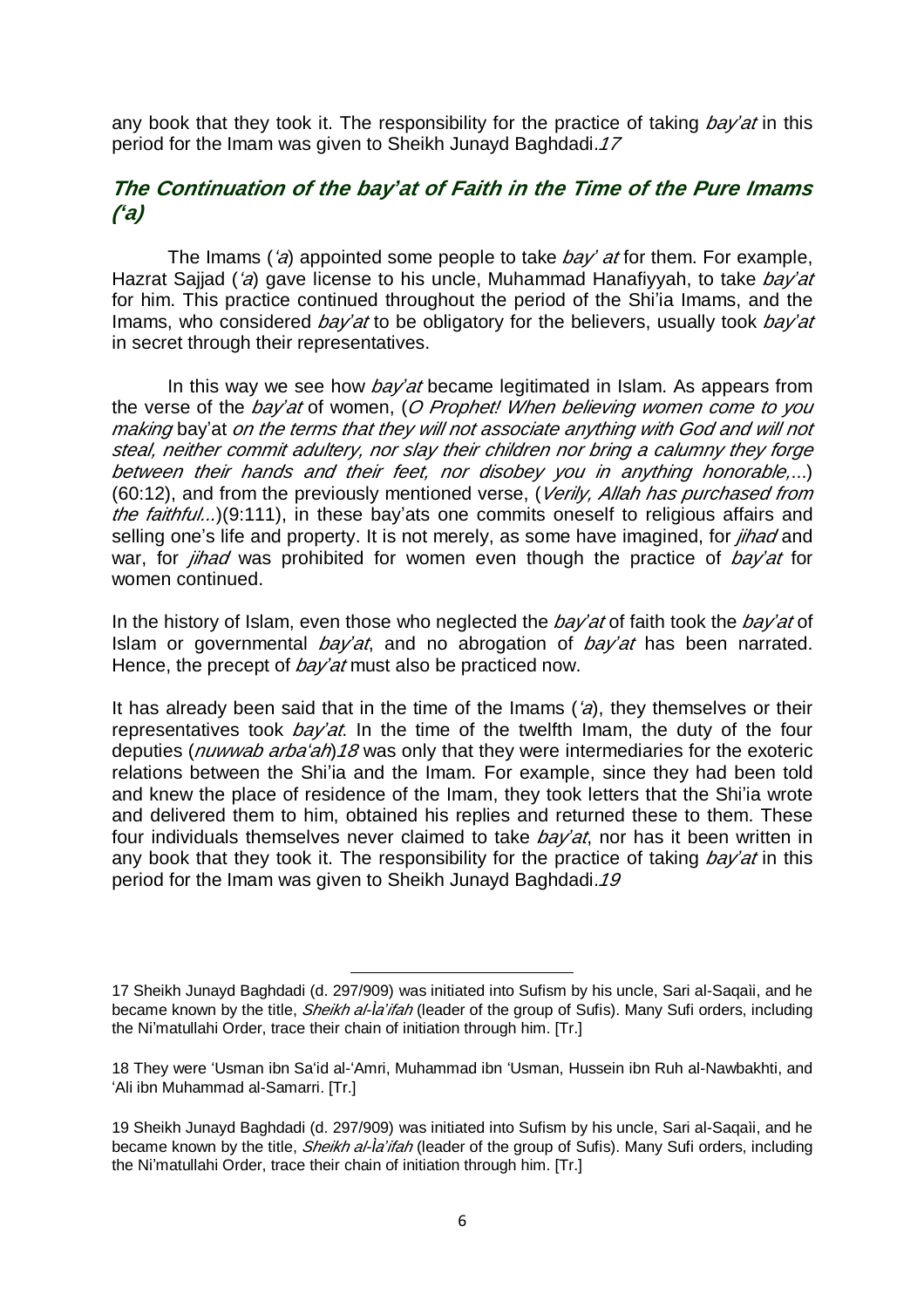any book that they took it. The responsibility for the practice of taking *bay'at* in this period for the Imam was given to Sheikh Junayd Baghdadi.[17]

## *The Continuation of the bay'at of Faith in the Time of the Pure Imams ('a)*

The Imams (*'a*) appointed some people to take *bay' at* for them. For example, Hazrat Sajjad (*'a*) gave license to his uncle, Muhammad Hanafiyyah, to take *bay'at* for him. This practice continued throughout the period of the Shi'ia Imams, and the Imams, who considered *bay'at* to be obligatory for the believers, usually took *bay'at* in secret through their representatives.

In this way we see how *bay'at* became legitimated in Islam. As appears from the verse of the *bay'at* of women, (*O Prophet! When believing women come to you making* bay'at *on the terms that they will not associate anything with God and will not steal, neither commit adultery, nor slay their children nor bring a calumny they forge between their hands and their feet, nor disobey you in anything honorable,...*) (60:12), and from the previously mentioned verse, (*Verily, Allah has purchased from the faithful...*)(9:111), in these bay'ats one commits oneself to religious affairs and selling one's life and property. It is not merely, as some have imagined, for *jihad* and war, for *jihad* was prohibited for women even though the practice of *bay'at* for women continued.

In the history of Islam, even those who neglected the *bay'at* of faith took the *bay'at* of Islam or governmental *bay'at*, and no abrogation of *bay'at* has been narrated. Hence, the precept of *bay'at* must also be practiced now.

It has already been said that in the time of the Imams (*'a*), they themselves or their representatives took *bay'at*. In the time of the twelfth Imam, the duty of the four deputies (*nuwwab arba'ah*)[18] was only that they were intermediaries for the exoteric relations between the Shi'ia and the Imam. For example, since they had been told and knew the place of residence of the Imam, they took letters that the Shi'ia wrote and delivered them to him, obtained his replies and returned these to them. These four individuals themselves never claimed to take *bay'at*, nor has it been written in any book that they took it. The responsibility for the practice of taking *bay'at* in this period for the Imam was given to Sheikh Junayd Baghdadi.[19]

---

17 Sheikh Junayd Baghdadi (d. 297/909) was initiated into Sufism by his uncle, Sari al-Saqaìi, and he became known by the title, *Sheikh al-Ìa'ifah* (leader of the group of Sufis). Many Sufi orders, including the Ni'matullahi Order, trace their chain of initiation through him. [Tr.]

18 They were 'Usman ibn Sa'id al-'Amri, Muhammad ibn 'Usman, Hussein ibn Ruh al-Nawbakhti, and 'Ali ibn Muhammad al-Samarri. [Tr.]

19 Sheikh Junayd Baghdadi (d. 297/909) was initiated into Sufism by his uncle, Sari al-Saqaìi, and he became known by the title, *Sheikh al-Ìa'ifah* (leader of the group of Sufis). Many Sufi orders, including the Ni'matullahi Order, trace their chain of initiation through him. [Tr.]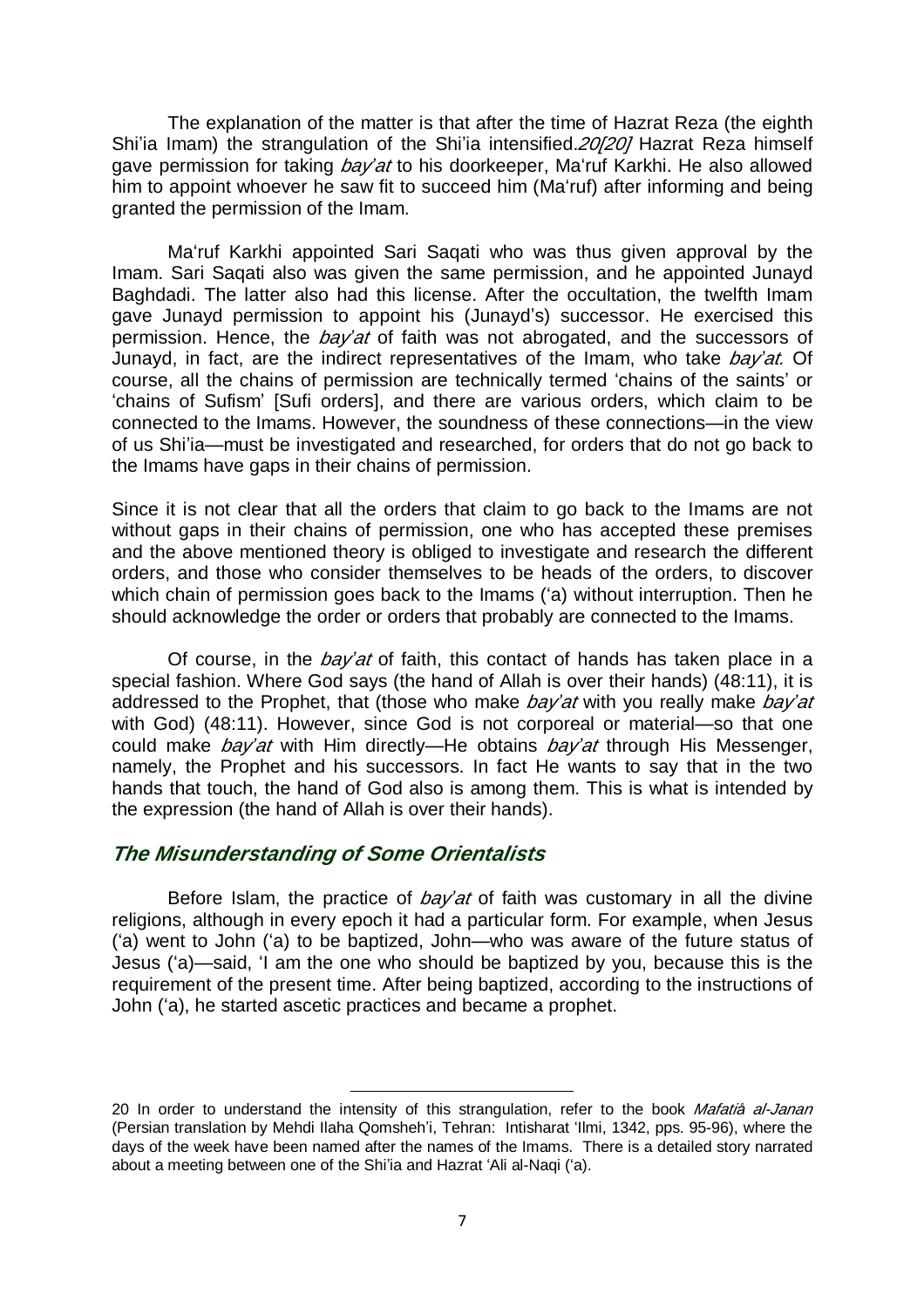The explanation of the matter is that after the time of Hazrat Reza (the eighth Shi'ia Imam) the strangulation of the Shi'ia intensified.*20[20]* Hazrat Reza himself gave permission for taking *bay'at* to his doorkeeper, Ma'ruf Karkhi. He also allowed him to appoint whoever he saw fit to succeed him (Ma'ruf) after informing and being granted the permission of the Imam.

Ma'ruf Karkhi appointed Sari Saqati who was thus given approval by the Imam. Sari Saqati also was given the same permission, and he appointed Junayd Baghdadi. The latter also had this license. After the occultation, the twelfth Imam gave Junayd permission to appoint his (Junayd's) successor. He exercised this permission. Hence, the *bay'at* of faith was not abrogated, and the successors of Junayd, in fact, are the indirect representatives of the Imam, who take *bay'at.* Of course, all the chains of permission are technically termed 'chains of the saints' or 'chains of Sufism' [Sufi orders], and there are various orders, which claim to be connected to the Imams. However, the soundness of these connections—in the view of us Shi'ia—must be investigated and researched, for orders that do not go back to the Imams have gaps in their chains of permission.

Since it is not clear that all the orders that claim to go back to the Imams are not without gaps in their chains of permission, one who has accepted these premises and the above mentioned theory is obliged to investigate and research the different orders, and those who consider themselves to be heads of the orders, to discover which chain of permission goes back to the Imams ('a) without interruption. Then he should acknowledge the order or orders that probably are connected to the Imams.

Of course, in the *bay'at* of faith, this contact of hands has taken place in a special fashion. Where God says (the hand of Allah is over their hands) (48:11), it is addressed to the Prophet, that (those who make *bay'at* with you really make *bay'at* with God) (48:11). However, since God is not corporeal or material—so that one could make *bay'at* with Him directly—He obtains *bay'at* through His Messenger, namely, the Prophet and his successors. In fact He wants to say that in the two hands that touch, the hand of God also is among them. This is what is intended by the expression (the hand of Allah is over their hands).

## *The Misunderstanding of Some Orientalists*

Before Islam, the practice of *bay'at* of faith was customary in all the divine religions, although in every epoch it had a particular form. For example, when Jesus ('a) went to John ('a) to be baptized, John—who was aware of the future status of Jesus ('a)—said, 'I am the one who should be baptized by you, because this is the requirement of the present time. After being baptized, according to the instructions of John ('a), he started ascetic practices and became a prophet.

---

20 In order to understand the intensity of this strangulation, refer to the book *Mafatiḥ al-Janan* (Persian translation by Mehdi Ilaha Qomsheh'i, Tehran: Intisharat 'Ilmi, 1342, pps. 95-96), where the days of the week have been named after the names of the Imams. There is a detailed story narrated about a meeting between one of the Shi'ia and Hazrat 'Ali al-Naqi ('a).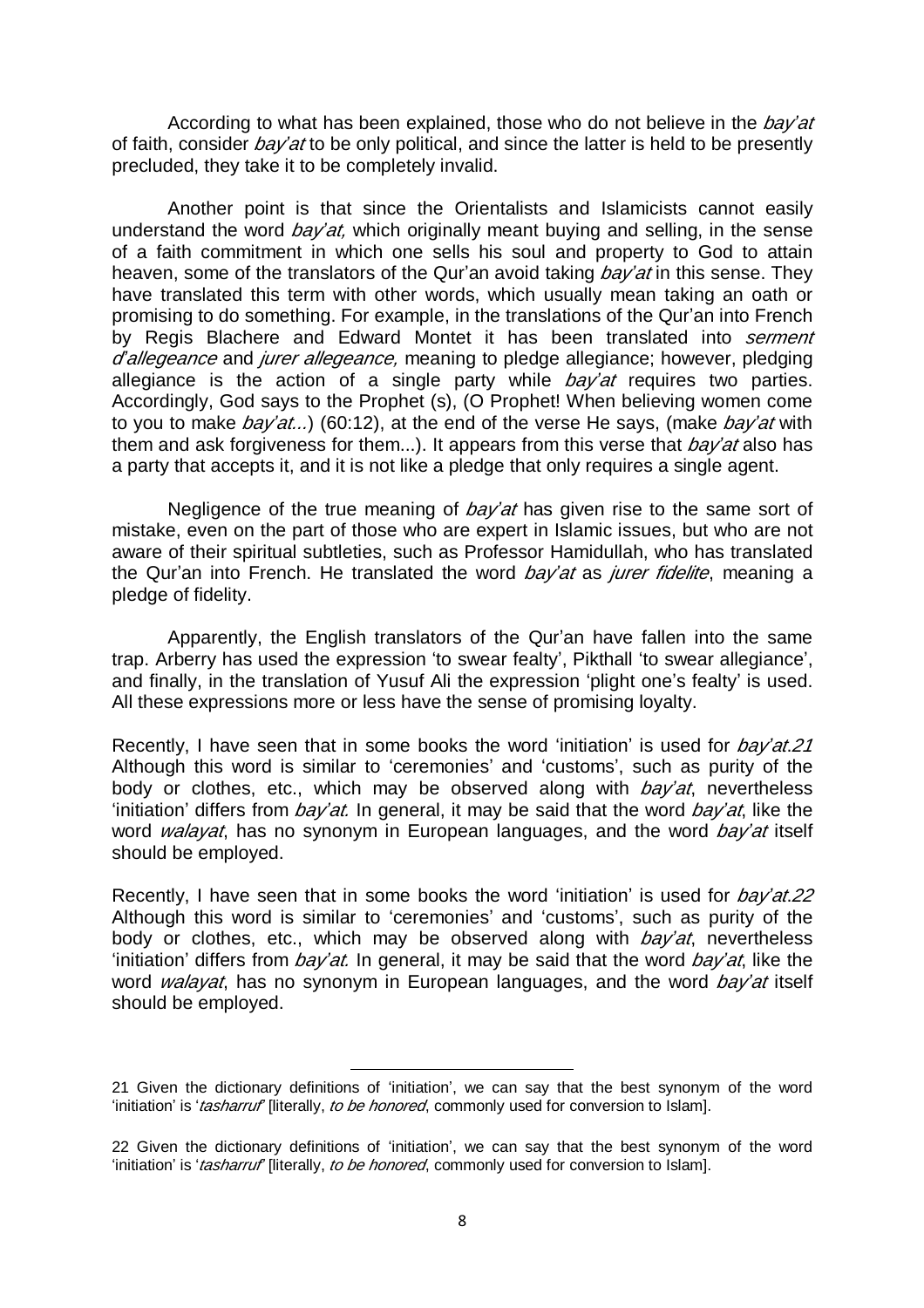According to what has been explained, those who do not believe in the *bay'at* of faith, consider *bay'at* to be only political, and since the latter is held to be presently precluded, they take it to be completely invalid.

Another point is that since the Orientalists and Islamicists cannot easily understand the word *bay'at,* which originally meant buying and selling, in the sense of a faith commitment in which one sells his soul and property to God to attain heaven, some of the translators of the Qur'an avoid taking *bay'at* in this sense. They have translated this term with other words, which usually mean taking an oath or promising to do something. For example, in the translations of the Qur'an into French by Regis Blachere and Edward Montet it has been translated into *serment d'allegeance* and *jurer allegeance,* meaning to pledge allegiance; however, pledging allegiance is the action of a single party while *bay'at* requires two parties. Accordingly, God says to the Prophet (s), (O Prophet! When believing women come to you to make *bay'at...*) (60:12), at the end of the verse He says, (make *bay'at* with them and ask forgiveness for them...). It appears from this verse that *bay'at* also has a party that accepts it, and it is not like a pledge that only requires a single agent.

Negligence of the true meaning of *bay'at* has given rise to the same sort of mistake, even on the part of those who are expert in Islamic issues, but who are not aware of their spiritual subtleties, such as Professor Hamidullah, who has translated the Qur'an into French. He translated the word *bay'at* as *jurer fidelite*, meaning a pledge of fidelity.

Apparently, the English translators of the Qur'an have fallen into the same trap. Arberry has used the expression 'to swear fealty', Pikthall 'to swear allegiance', and finally, in the translation of Yusuf Ali the expression 'plight one's fealty' is used. All these expressions more or less have the sense of promising loyalty.

Recently, I have seen that in some books the word 'initiation' is used for *bay'at*.[21] Although this word is similar to 'ceremonies' and 'customs', such as purity of the body or clothes, etc., which may be observed along with *bay'at*, nevertheless 'initiation' differs from *bay'at.* In general, it may be said that the word *bay'at*, like the word *walayat*, has no synonym in European languages, and the word *bay'at* itself should be employed.

Recently, I have seen that in some books the word 'initiation' is used for *bay'at*.[22] Although this word is similar to 'ceremonies' and 'customs', such as purity of the body or clothes, etc., which may be observed along with *bay'at*, nevertheless 'initiation' differs from *bay'at.* In general, it may be said that the word *bay'at*, like the word *walayat*, has no synonym in European languages, and the word *bay'at* itself should be employed.

---

21 Given the dictionary definitions of 'initiation', we can say that the best synonym of the word 'initiation' is '*tasharruf*' [literally, *to be honored*, commonly used for conversion to Islam].

22 Given the dictionary definitions of 'initiation', we can say that the best synonym of the word 'initiation' is '*tasharruf*' [literally, *to be honored*, commonly used for conversion to Islam].